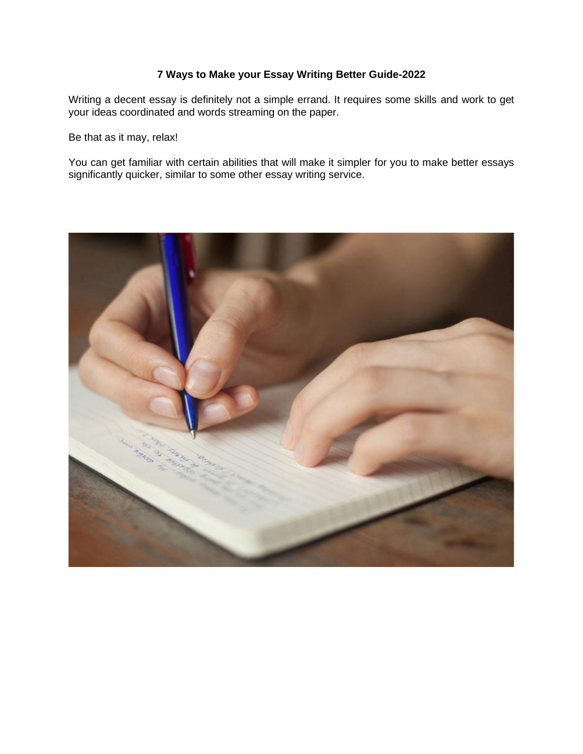# 7 Ways to Make your Essay Writing Better Guide-2022

Writing a decent essay is definitely not a simple errand. It requires some skills and work to get your ideas coordinated and words streaming on the paper.

Be that as it may, relax!

You can get familiar with certain abilities that will make it simpler for you to make better essays significantly quicker, similar to some other essay writing service.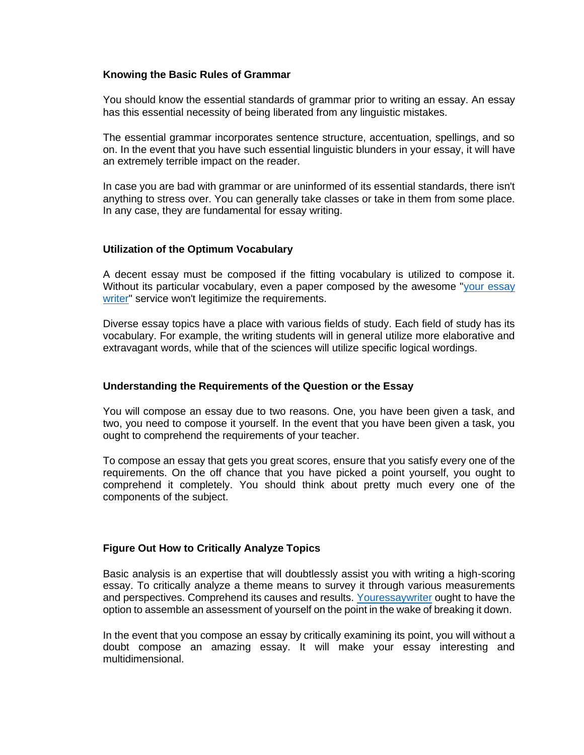**Knowing the Basic Rules of Grammar**

You should know the essential standards of grammar prior to writing an essay. An essay has this essential necessity of being liberated from any linguistic mistakes.

The essential grammar incorporates sentence structure, accentuation, spellings, and so on. In the event that you have such essential linguistic blunders in your essay, it will have an extremely terrible impact on the reader.

In case you are bad with grammar or are uninformed of its essential standards, there isn't anything to stress over. You can generally take classes or take in them from some place. In any case, they are fundamental for essay writing.

**Utilization of the Optimum Vocabulary**

A decent essay must be composed if the fitting vocabulary is utilized to compose it. Without its particular vocabulary, even a paper composed by the awesome "your essay writer" service won't legitimize the requirements.

Diverse essay topics have a place with various fields of study. Each field of study has its vocabulary. For example, the writing students will in general utilize more elaborative and extravagant words, while that of the sciences will utilize specific logical wordings.

**Understanding the Requirements of the Question or the Essay**

You will compose an essay due to two reasons. One, you have been given a task, and two, you need to compose it yourself. In the event that you have been given a task, you ought to comprehend the requirements of your teacher.

To compose an essay that gets you great scores, ensure that you satisfy every one of the requirements. On the off chance that you have picked a point yourself, you ought to comprehend it completely. You should think about pretty much every one of the components of the subject.

**Figure Out How to Critically Analyze Topics**

Basic analysis is an expertise that will doubtlessly assist you with writing a high-scoring essay. To critically analyze a theme means to survey it through various measurements and perspectives. Comprehend its causes and results. Youressaywriter ought to have the option to assemble an assessment of yourself on the point in the wake of breaking it down.

In the event that you compose an essay by critically examining its point, you will without a doubt compose an amazing essay. It will make your essay interesting and multidimensional.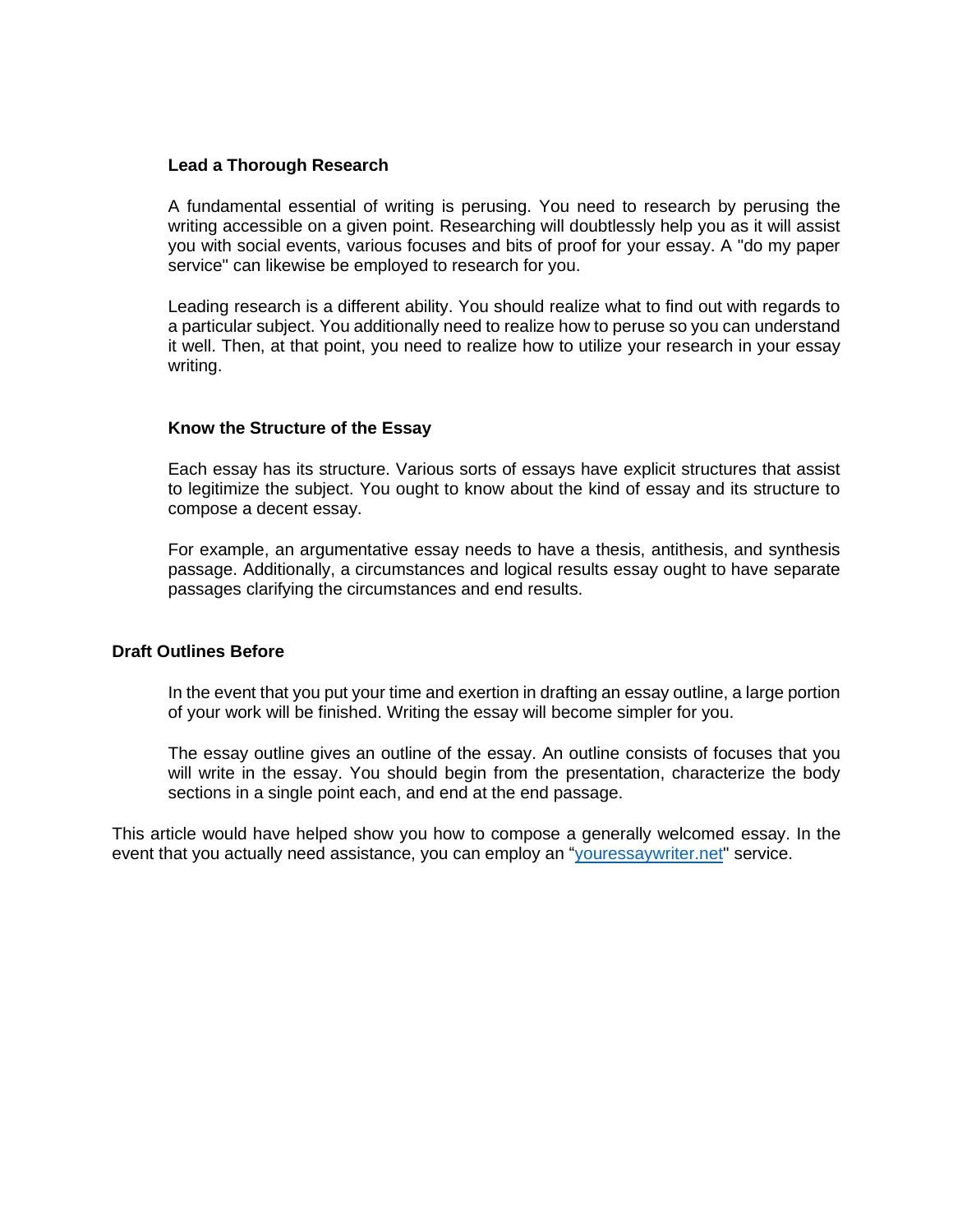### Lead a Thorough Research

A fundamental essential of writing is perusing. You need to research by perusing the writing accessible on a given point. Researching will doubtlessly help you as it will assist you with social events, various focuses and bits of proof for your essay. A "do my paper service" can likewise be employed to research for you.

Leading research is a different ability. You should realize what to find out with regards to a particular subject. You additionally need to realize how to peruse so you can understand it well. Then, at that point, you need to realize how to utilize your research in your essay writing.

### Know the Structure of the Essay

Each essay has its structure. Various sorts of essays have explicit structures that assist to legitimize the subject. You ought to know about the kind of essay and its structure to compose a decent essay.

For example, an argumentative essay needs to have a thesis, antithesis, and synthesis passage. Additionally, a circumstances and logical results essay ought to have separate passages clarifying the circumstances and end results.

### Draft Outlines Before

In the event that you put your time and exertion in drafting an essay outline, a large portion of your work will be finished. Writing the essay will become simpler for you.

The essay outline gives an outline of the essay. An outline consists of focuses that you will write in the essay. You should begin from the presentation, characterize the body sections in a single point each, and end at the end passage.

This article would have helped show you how to compose a generally welcomed essay. In the event that you actually need assistance, you can employ an "[youressaywriter.net](https://youressaywriter.net)" service.